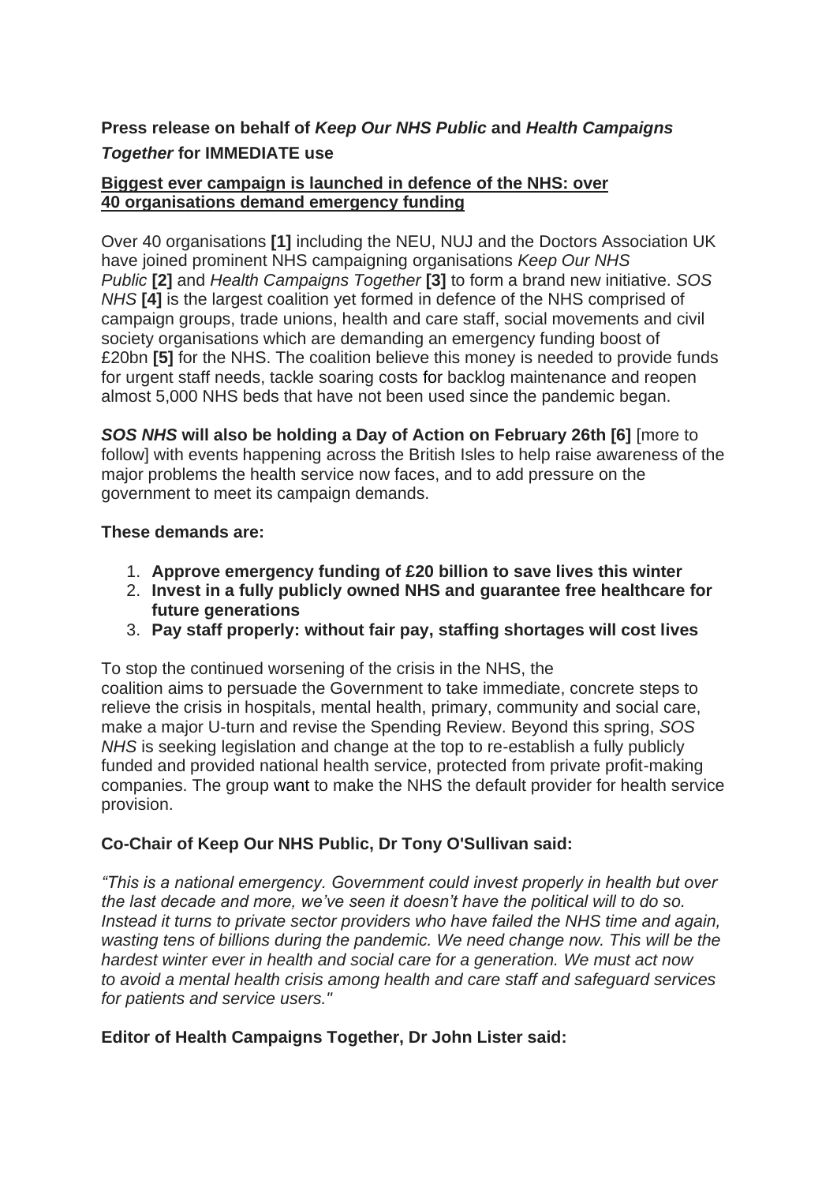**Press release on behalf of *Keep Our NHS Public* and *Health Campaigns Together* for IMMEDIATE use**

**Biggest ever campaign is launched in defence of the NHS: over 40 organisations demand emergency funding**

Over 40 organisations **[1]** including the NEU, NUJ and the Doctors Association UK have joined prominent NHS campaigning organisations *Keep Our NHS Public* **[2]** and *Health Campaigns Together* **[3]** to form a brand new initiative. *SOS NHS* **[4]** is the largest coalition yet formed in defence of the NHS comprised of campaign groups, trade unions, health and care staff, social movements and civil society organisations which are demanding an emergency funding boost of £20bn **[5]** for the NHS. The coalition believe this money is needed to provide funds for urgent staff needs, tackle soaring costs for backlog maintenance and reopen almost 5,000 NHS beds that have not been used since the pandemic began.

***SOS NHS* will also be holding a Day of Action on February 26th [6]** [more to follow] with events happening across the British Isles to help raise awareness of the major problems the health service now faces, and to add pressure on the government to meet its campaign demands.

**These demands are:**

1. **Approve emergency funding of £20 billion to save lives this winter**
2. **Invest in a fully publicly owned NHS and guarantee free healthcare for future generations**
3. **Pay staff properly: without fair pay, staffing shortages will cost lives**

To stop the continued worsening of the crisis in the NHS, the coalition aims to persuade the Government to take immediate, concrete steps to relieve the crisis in hospitals, mental health, primary, community and social care, make a major U-turn and revise the Spending Review. Beyond this spring, *SOS NHS* is seeking legislation and change at the top to re-establish a fully publicly funded and provided national health service, protected from private profit-making companies. The group want to make the NHS the default provider for health service provision.

**Co-Chair of Keep Our NHS Public, Dr Tony O'Sullivan said:**

*"This is a national emergency. Government could invest properly in health but over the last decade and more, we've seen it doesn't have the political will to do so. Instead it turns to private sector providers who have failed the NHS time and again, wasting tens of billions during the pandemic. We need change now. This will be the hardest winter ever in health and social care for a generation. We must act now to avoid a mental health crisis among health and care staff and safeguard services for patients and service users."*

**Editor of Health Campaigns Together, Dr John Lister said:**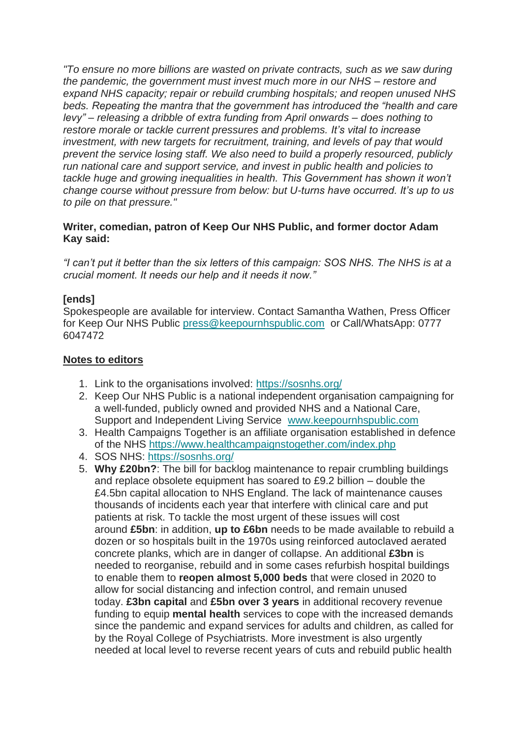*"To ensure no more billions are wasted on private contracts, such as we saw during the pandemic, the government must invest much more in our NHS – restore and expand NHS capacity; repair or rebuild crumbing hospitals; and reopen unused NHS beds. Repeating the mantra that the government has introduced the "health and care levy" – releasing a dribble of extra funding from April onwards – does nothing to restore morale or tackle current pressures and problems. It's vital to increase investment, with new targets for recruitment, training, and levels of pay that would prevent the service losing staff. We also need to build a properly resourced, publicly run national care and support service, and invest in public health and policies to tackle huge and growing inequalities in health. This Government has shown it won't change course without pressure from below: but U-turns have occurred. It's up to us to pile on that pressure."*

**Writer, comedian, patron of Keep Our NHS Public, and former doctor Adam Kay said:**

*"I can't put it better than the six letters of this campaign: SOS NHS. The NHS is at a crucial moment. It needs our help and it needs it now."*

**[ends]**

Spokespeople are available for interview. Contact Samantha Wathen, Press Officer for Keep Our NHS Public press@keepournhspublic.com or Call/WhatsApp: 0777 6047472

**Notes to editors**

1. Link to the organisations involved: https://sosnhs.org/
2. Keep Our NHS Public is a national independent organisation campaigning for a well-funded, publicly owned and provided NHS and a National Care, Support and Independent Living Service www.keepournhspublic.com
3. Health Campaigns Together is an affiliate organisation established in defence of the NHS https://www.healthcampaignstogether.com/index.php
4. SOS NHS: https://sosnhs.org/
5. **Why £20bn?**: The bill for backlog maintenance to repair crumbling buildings and replace obsolete equipment has soared to £9.2 billion – double the £4.5bn capital allocation to NHS England. The lack of maintenance causes thousands of incidents each year that interfere with clinical care and put patients at risk. To tackle the most urgent of these issues will cost around **£5bn**: in addition, **up to £6bn** needs to be made available to rebuild a dozen or so hospitals built in the 1970s using reinforced autoclaved aerated concrete planks, which are in danger of collapse. An additional **£3bn** is needed to reorganise, rebuild and in some cases refurbish hospital buildings to enable them to **reopen almost 5,000 beds** that were closed in 2020 to allow for social distancing and infection control, and remain unused today. **£3bn capital** and **£5bn over 3 years** in additional recovery revenue funding to equip **mental health** services to cope with the increased demands since the pandemic and expand services for adults and children, as called for by the Royal College of Psychiatrists. More investment is also urgently needed at local level to reverse recent years of cuts and rebuild public health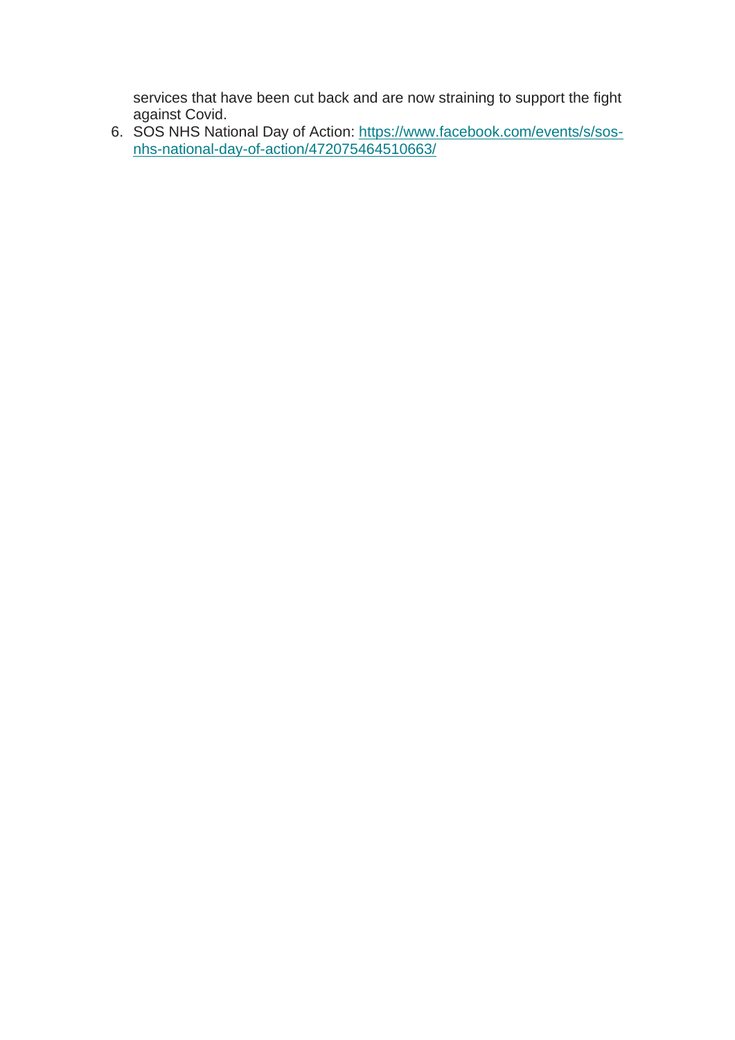services that have been cut back and are now straining to support the fight against Covid.

6. SOS NHS National Day of Action: [https://www.facebook.com/events/s/sos-nhs-national-day-of-action/472075464510663/](https://www.facebook.com/events/s/sos-nhs-national-day-of-action/472075464510663/)